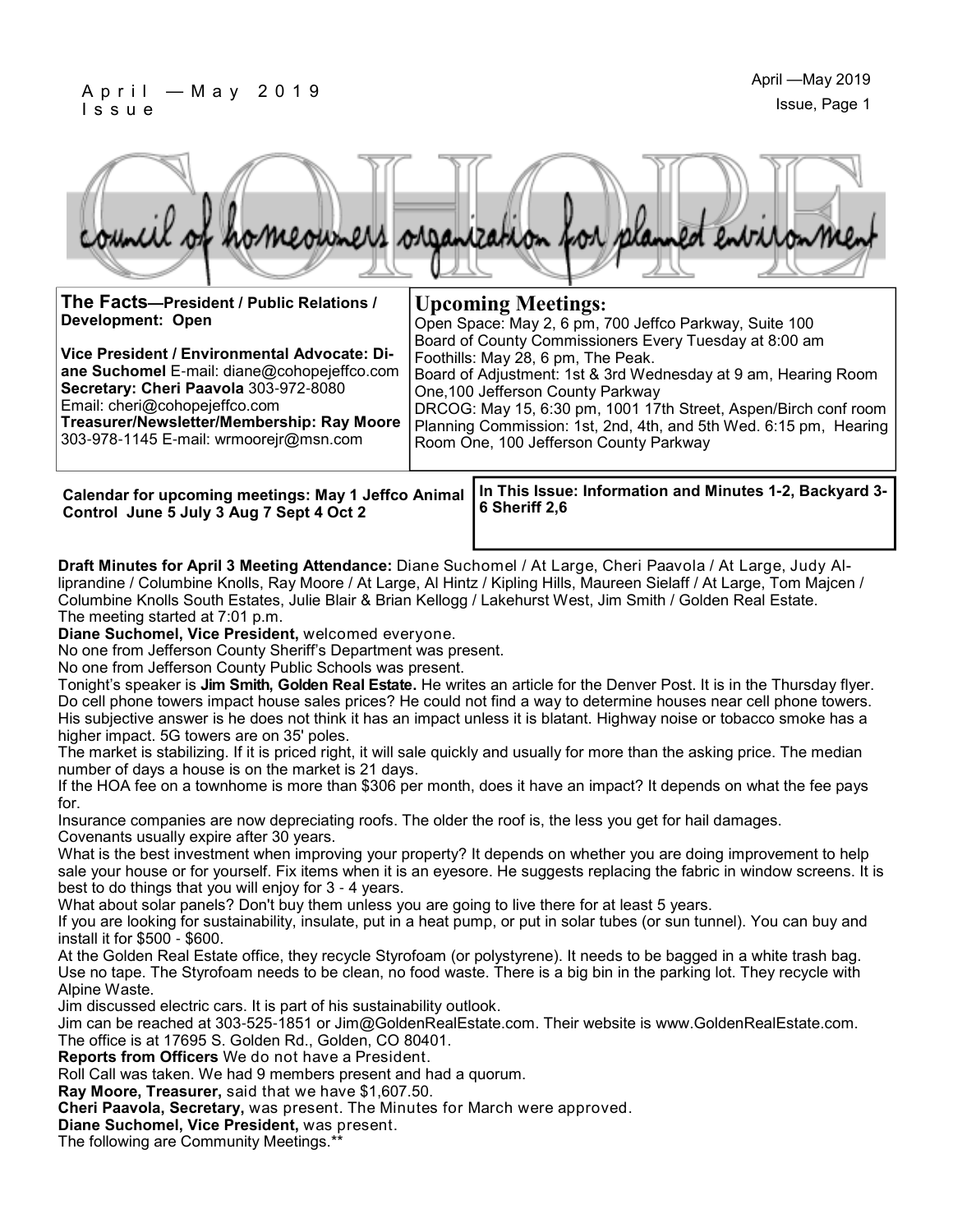# COHOPE

council of homeowners organization for planned environment

**The Facts—President / Public Relations / Development: Open**

**Vice President / Environmental Advocate: Diane Suchomel** E-mail: diane@cohopejeffco.com
**Secretary: Cheri Paavola** 303-972-8080
Email: cheri@cohopejeffco.com
**Treasurer/Newsletter/Membership: Ray Moore** 303-978-1145 E-mail: wrmoorejr@msn.com

## Upcoming Meetings:

Open Space: May 2, 6 pm, 700 Jeffco Parkway, Suite 100
Board of County Commissioners Every Tuesday at 8:00 am
Foothills: May 28, 6 pm, The Peak.
Board of Adjustment: 1st & 3rd Wednesday at 9 am, Hearing Room One,100 Jefferson County Parkway
DRCOG: May 15, 6:30 pm, 1001 17th Street, Aspen/Birch conf room
Planning Commission: 1st, 2nd, 4th, and 5th Wed. 6:15 pm, Hearing Room One, 100 Jefferson County Parkway

**Calendar for upcoming meetings: May 1 Jeffco Animal Control June 5 July 3 Aug 7 Sept 4 Oct 2**

**In This Issue: Information and Minutes 1-2, Backyard 3-6 Sheriff 2,6**

**Draft Minutes for April 3 Meeting Attendance:** Diane Suchomel / At Large, Cheri Paavola / At Large, Judy Alliprandine / Columbine Knolls, Ray Moore / At Large, Al Hintz / Kipling Hills, Maureen Sielaff / At Large, Tom Majcen / Columbine Knolls South Estates, Julie Blair & Brian Kellogg / Lakehurst West, Jim Smith / Golden Real Estate.
The meeting started at 7:01 p.m.

**Diane Suchomel, Vice President,** welcomed everyone.
No one from Jefferson County Sheriff's Department was present.
No one from Jefferson County Public Schools was present.
Tonight's speaker is **Jim Smith, Golden Real Estate.** He writes an article for the Denver Post. It is in the Thursday flyer. Do cell phone towers impact house sales prices? He could not find a way to determine houses near cell phone towers. His subjective answer is he does not think it has an impact unless it is blatant. Highway noise or tobacco smoke has a higher impact. 5G towers are on 35' poles.
The market is stabilizing. If it is priced right, it will sale quickly and usually for more than the asking price. The median number of days a house is on the market is 21 days.
If the HOA fee on a townhome is more than $306 per month, does it have an impact? It depends on what the fee pays for.
Insurance companies are now depreciating roofs. The older the roof is, the less you get for hail damages.
Covenants usually expire after 30 years.
What is the best investment when improving your property? It depends on whether you are doing improvement to help sale your house or for yourself. Fix items when it is an eyesore. He suggests replacing the fabric in window screens. It is best to do things that you will enjoy for 3 - 4 years.
What about solar panels? Don't buy them unless you are going to live there for at least 5 years.
If you are looking for sustainability, insulate, put in a heat pump, or put in solar tubes (or sun tunnel). You can buy and install it for $500 - $600.
At the Golden Real Estate office, they recycle Styrofoam (or polystyrene). It needs to be bagged in a white trash bag. Use no tape. The Styrofoam needs to be clean, no food waste. There is a big bin in the parking lot. They recycle with Alpine Waste.
Jim discussed electric cars. It is part of his sustainability outlook.
Jim can be reached at 303-525-1851 or Jim@GoldenRealEstate.com. Their website is www.GoldenRealEstate.com. The office is at 17695 S. Golden Rd., Golden, CO 80401.

**Reports from Officers** We do not have a President.
Roll Call was taken. We had 9 members present and had a quorum.
**Ray Moore, Treasurer,** said that we have $1,607.50.
**Cheri Paavola, Secretary,** was present. The Minutes for March were approved.
**Diane Suchomel, Vice President,** was present.
The following are Community Meetings.**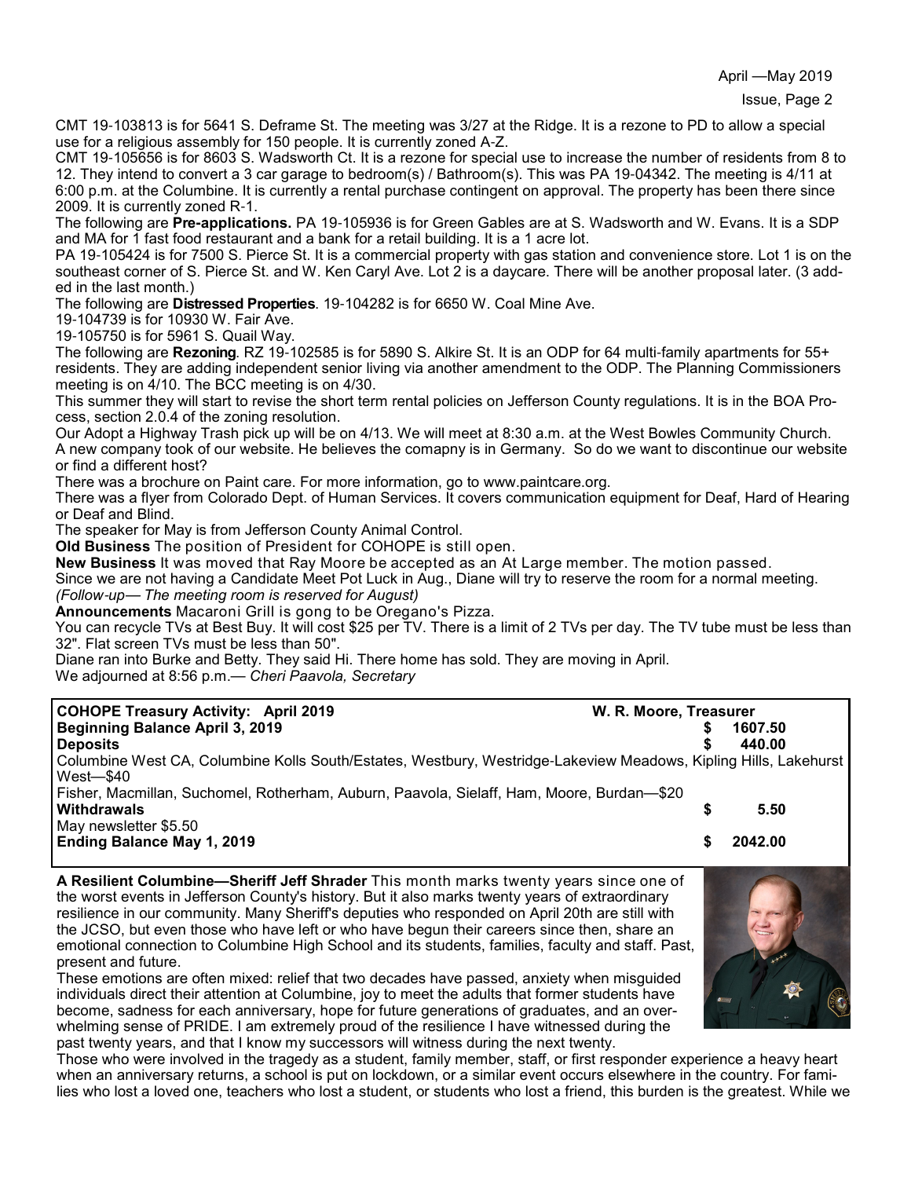CMT 19-103813 is for 5641 S. Deframe St. The meeting was 3/27 at the Ridge. It is a rezone to PD to allow a special use for a religious assembly for 150 people. It is currently zoned A-Z.

CMT 19-105656 is for 8603 S. Wadsworth Ct. It is a rezone for special use to increase the number of residents from 8 to 12. They intend to convert a 3 car garage to bedroom(s) / Bathroom(s). This was PA 19-04342. The meeting is 4/11 at 6:00 p.m. at the Columbine. It is currently a rental purchase contingent on approval. The property has been there since 2009. It is currently zoned R-1.

The following are **Pre-applications.** PA 19-105936 is for Green Gables are at S. Wadsworth and W. Evans. It is a SDP and MA for 1 fast food restaurant and a bank for a retail building. It is a 1 acre lot.

PA 19-105424 is for 7500 S. Pierce St. It is a commercial property with gas station and convenience store. Lot 1 is on the southeast corner of S. Pierce St. and W. Ken Caryl Ave. Lot 2 is a daycare. There will be another proposal later. (3 added in the last month.)

The following are **Distressed Properties**. 19-104282 is for 6650 W. Coal Mine Ave.

19-104739 is for 10930 W. Fair Ave.

19-105750 is for 5961 S. Quail Way.

The following are **Rezoning**. RZ 19-102585 is for 5890 S. Alkire St. It is an ODP for 64 multi-family apartments for 55+ residents. They are adding independent senior living via another amendment to the ODP. The Planning Commissioners meeting is on 4/10. The BCC meeting is on 4/30.

This summer they will start to revise the short term rental policies on Jefferson County regulations. It is in the BOA Process, section 2.0.4 of the zoning resolution.

Our Adopt a Highway Trash pick up will be on 4/13. We will meet at 8:30 a.m. at the West Bowles Community Church.

A new company took of our website. He believes the comapny is in Germany. So do we want to discontinue our website or find a different host?

There was a brochure on Paint care. For more information, go to www.paintcare.org.

There was a flyer from Colorado Dept. of Human Services. It covers communication equipment for Deaf, Hard of Hearing or Deaf and Blind.

The speaker for May is from Jefferson County Animal Control.

**Old Business** The position of President for COHOPE is still open.

**New Business** It was moved that Ray Moore be accepted as an At Large member. The motion passed.

Since we are not having a Candidate Meet Pot Luck in Aug., Diane will try to reserve the room for a normal meeting. *(Follow-up— The meeting room is reserved for August)*

**Announcements** Macaroni Grill is gong to be Oregano's Pizza.

You can recycle TVs at Best Buy. It will cost $25 per TV. There is a limit of 2 TVs per day. The TV tube must be less than 32". Flat screen TVs must be less than 50".

Diane ran into Burke and Betty. They said Hi. There home has sold. They are moving in April.

We adjourned at 8:56 p.m.— *Cheri Paavola, Secretary*

| **COHOPE Treasury Activity: April 2019** | **W. R. Moore, Treasurer** |
|---|---|
| **Beginning Balance April 3, 2019** | **$ 1607.50** |
| **Deposits** | **$ 440.00** |
| Columbine West CA, Columbine Kolls South/Estates, Westbury, Westridge-Lakeview Meadows, Kipling Hills, Lakehurst West—$40 | |
| Fisher, Macmillan, Suchomel, Rotherham, Auburn, Paavola, Sielaff, Ham, Moore, Burdan—$20 | |
| **Withdrawals** | **$ 5.50** |
| May newsletter $5.50 | |
| **Ending Balance May 1, 2019** | **$ 2042.00** |

**A Resilient Columbine—Sheriff Jeff Shrader** This month marks twenty years since one of the worst events in Jefferson County's history. But it also marks twenty years of extraordinary resilience in our community. Many Sheriff's deputies who responded on April 20th are still with the JCSO, but even those who have left or who have begun their careers since then, share an emotional connection to Columbine High School and its students, families, faculty and staff. Past, present and future.

These emotions are often mixed: relief that two decades have passed, anxiety when misguided individuals direct their attention at Columbine, joy to meet the adults that former students have become, sadness for each anniversary, hope for future generations of graduates, and an overwhelming sense of PRIDE. I am extremely proud of the resilience I have witnessed during the past twenty years, and that I know my successors will witness during the next twenty.

Those who were involved in the tragedy as a student, family member, staff, or first responder experience a heavy heart when an anniversary returns, a school is put on lockdown, or a similar event occurs elsewhere in the country. For families who lost a loved one, teachers who lost a student, or students who lost a friend, this burden is the greatest. While we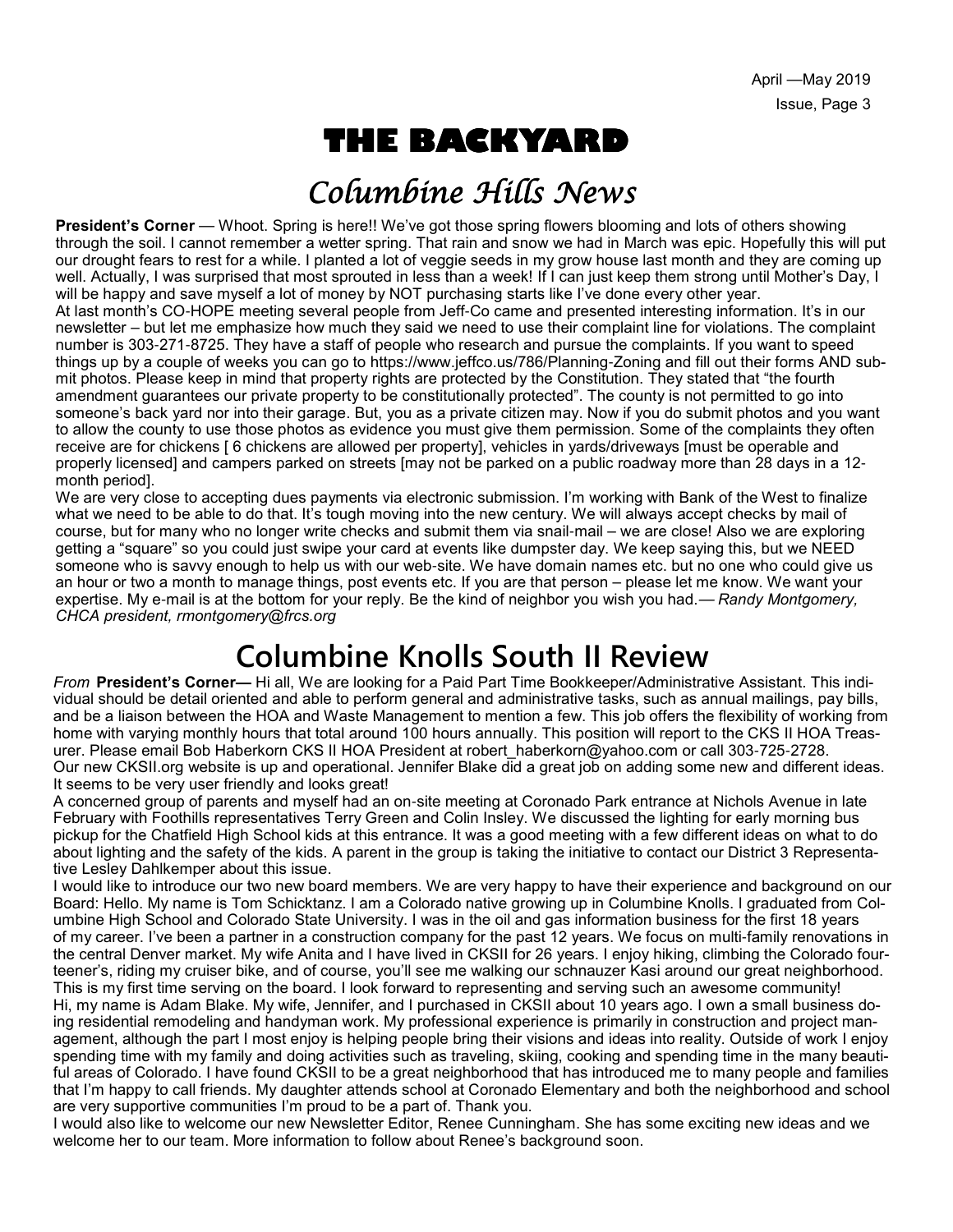# THE BACKYARD

## *Columbine Hills News*

**President's Corner** — Whoot. Spring is here!! We've got those spring flowers blooming and lots of others showing through the soil. I cannot remember a wetter spring. That rain and snow we had in March was epic. Hopefully this will put our drought fears to rest for a while. I planted a lot of veggie seeds in my grow house last month and they are coming up well. Actually, I was surprised that most sprouted in less than a week! If I can just keep them strong until Mother's Day, I will be happy and save myself a lot of money by NOT purchasing starts like I've done every other year.

At last month's CO-HOPE meeting several people from Jeff-Co came and presented interesting information. It's in our newsletter – but let me emphasize how much they said we need to use their complaint line for violations. The complaint number is 303-271-8725. They have a staff of people who research and pursue the complaints. If you want to speed things up by a couple of weeks you can go to https://www.jeffco.us/786/Planning-Zoning and fill out their forms AND submit photos. Please keep in mind that property rights are protected by the Constitution. They stated that "the fourth amendment guarantees our private property to be constitutionally protected". The county is not permitted to go into someone's back yard nor into their garage. But, you as a private citizen may. Now if you do submit photos and you want to allow the county to use those photos as evidence you must give them permission. Some of the complaints they often receive are for chickens [ 6 chickens are allowed per property], vehicles in yards/driveways [must be operable and properly licensed] and campers parked on streets [may not be parked on a public roadway more than 28 days in a 12-month period].

We are very close to accepting dues payments via electronic submission. I'm working with Bank of the West to finalize what we need to be able to do that. It's tough moving into the new century. We will always accept checks by mail of course, but for many who no longer write checks and submit them via snail-mail – we are close! Also we are exploring getting a "square" so you could just swipe your card at events like dumpster day. We keep saying this, but we NEED someone who is savvy enough to help us with our web-site. We have domain names etc. but no one who could give us an hour or two a month to manage things, post events etc. If you are that person – please let me know. We want your expertise. My e-mail is at the bottom for your reply. Be the kind of neighbor you wish you had.— *Randy Montgomery, CHCA president, rmontgomery@frcs.org*

## Columbine Knolls South II Review

*From* **President's Corner—** Hi all, We are looking for a Paid Part Time Bookkeeper/Administrative Assistant. This individual should be detail oriented and able to perform general and administrative tasks, such as annual mailings, pay bills, and be a liaison between the HOA and Waste Management to mention a few. This job offers the flexibility of working from home with varying monthly hours that total around 100 hours annually. This position will report to the CKS II HOA Treasurer. Please email Bob Haberkorn CKS II HOA President at robert_haberkorn@yahoo.com or call 303-725-2728.

Our new CKSII.org website is up and operational. Jennifer Blake did a great job on adding some new and different ideas. It seems to be very user friendly and looks great!

A concerned group of parents and myself had an on-site meeting at Coronado Park entrance at Nichols Avenue in late February with Foothills representatives Terry Green and Colin Insley. We discussed the lighting for early morning bus pickup for the Chatfield High School kids at this entrance. It was a good meeting with a few different ideas on what to do about lighting and the safety of the kids. A parent in the group is taking the initiative to contact our District 3 Representative Lesley Dahlkemper about this issue.

I would like to introduce our two new board members. We are very happy to have their experience and background on our Board: Hello. My name is Tom Schicktanz. I am a Colorado native growing up in Columbine Knolls. I graduated from Columbine High School and Colorado State University. I was in the oil and gas information business for the first 18 years of my career. I've been a partner in a construction company for the past 12 years. We focus on multi-family renovations in the central Denver market. My wife Anita and I have lived in CKSII for 26 years. I enjoy hiking, climbing the Colorado fourteener's, riding my cruiser bike, and of course, you'll see me walking our schnauzer Kasi around our great neighborhood. This is my first time serving on the board. I look forward to representing and serving such an awesome community!

Hi, my name is Adam Blake. My wife, Jennifer, and I purchased in CKSII about 10 years ago. I own a small business doing residential remodeling and handyman work. My professional experience is primarily in construction and project management, although the part I most enjoy is helping people bring their visions and ideas into reality. Outside of work I enjoy spending time with my family and doing activities such as traveling, skiing, cooking and spending time in the many beautiful areas of Colorado. I have found CKSII to be a great neighborhood that has introduced me to many people and families that I'm happy to call friends. My daughter attends school at Coronado Elementary and both the neighborhood and school are very supportive communities I'm proud to be a part of. Thank you.

I would also like to welcome our new Newsletter Editor, Renee Cunningham. She has some exciting new ideas and we welcome her to our team. More information to follow about Renee's background soon.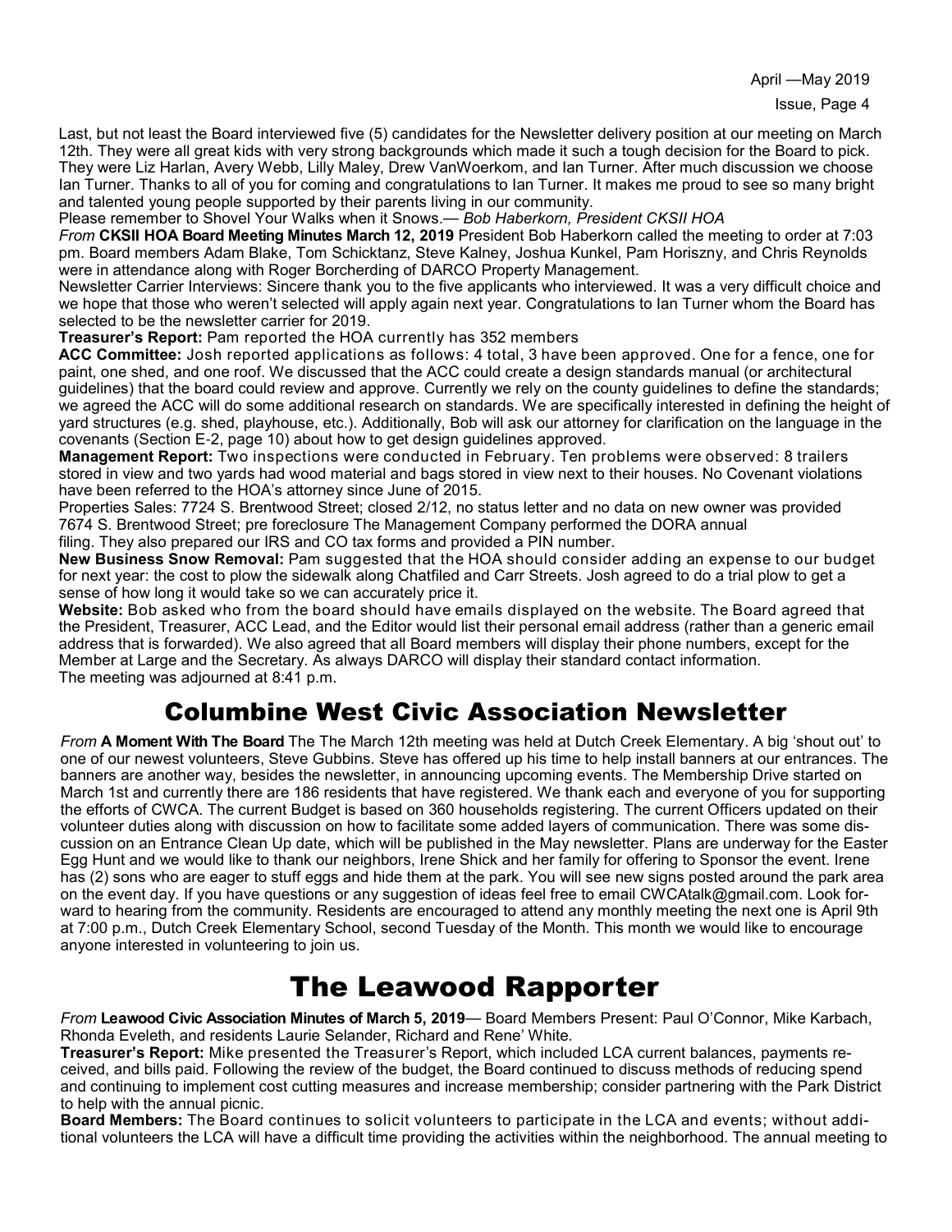Last, but not least the Board interviewed five (5) candidates for the Newsletter delivery position at our meeting on March 12th. They were all great kids with very strong backgrounds which made it such a tough decision for the Board to pick. They were Liz Harlan, Avery Webb, Lilly Maley, Drew VanWoerkom, and Ian Turner. After much discussion we choose Ian Turner. Thanks to all of you for coming and congratulations to Ian Turner. It makes me proud to see so many bright and talented young people supported by their parents living in our community.

Please remember to Shovel Your Walks when it Snows.— *Bob Haberkorn, President CKSII HOA*

*From* **CKSII HOA Board Meeting Minutes March 12, 2019** President Bob Haberkorn called the meeting to order at 7:03 pm. Board members Adam Blake, Tom Schicktanz, Steve Kalney, Joshua Kunkel, Pam Horiszny, and Chris Reynolds were in attendance along with Roger Borcherding of DARCO Property Management.

Newsletter Carrier Interviews: Sincere thank you to the five applicants who interviewed. It was a very difficult choice and we hope that those who weren't selected will apply again next year. Congratulations to Ian Turner whom the Board has selected to be the newsletter carrier for 2019.

**Treasurer's Report:** Pam reported the HOA currently has 352 members

**ACC Committee:** Josh reported applications as follows: 4 total, 3 have been approved. One for a fence, one for paint, one shed, and one roof. We discussed that the ACC could create a design standards manual (or architectural guidelines) that the board could review and approve. Currently we rely on the county guidelines to define the standards; we agreed the ACC will do some additional research on standards. We are specifically interested in defining the height of yard structures (e.g. shed, playhouse, etc.). Additionally, Bob will ask our attorney for clarification on the language in the covenants (Section E-2, page 10) about how to get design guidelines approved.

**Management Report:** Two inspections were conducted in February. Ten problems were observed: 8 trailers stored in view and two yards had wood material and bags stored in view next to their houses. No Covenant violations have been referred to the HOA's attorney since June of 2015.

Properties Sales: 7724 S. Brentwood Street; closed 2/12, no status letter and no data on new owner was provided
7674 S. Brentwood Street; pre foreclosure The Management Company performed the DORA annual filing. They also prepared our IRS and CO tax forms and provided a PIN number.

**New Business Snow Removal:** Pam suggested that the HOA should consider adding an expense to our budget for next year: the cost to plow the sidewalk along Chatfiled and Carr Streets. Josh agreed to do a trial plow to get a sense of how long it would take so we can accurately price it.

**Website:** Bob asked who from the board should have emails displayed on the website. The Board agreed that the President, Treasurer, ACC Lead, and the Editor would list their personal email address (rather than a generic email address that is forwarded). We also agreed that all Board members will display their phone numbers, except for the Member at Large and the Secretary. As always DARCO will display their standard contact information.

The meeting was adjourned at 8:41 p.m.

# Columbine West Civic Association Newsletter

*From* **A Moment With The Board** The The March 12th meeting was held at Dutch Creek Elementary. A big 'shout out' to one of our newest volunteers, Steve Gubbins. Steve has offered up his time to help install banners at our entrances. The banners are another way, besides the newsletter, in announcing upcoming events. The Membership Drive started on March 1st and currently there are 186 residents that have registered. We thank each and everyone of you for supporting the efforts of CWCA. The current Budget is based on 360 households registering. The current Officers updated on their volunteer duties along with discussion on how to facilitate some added layers of communication. There was some discussion on an Entrance Clean Up date, which will be published in the May newsletter. Plans are underway for the Easter Egg Hunt and we would like to thank our neighbors, Irene Shick and her family for offering to Sponsor the event. Irene has (2) sons who are eager to stuff eggs and hide them at the park. You will see new signs posted around the park area on the event day. If you have questions or any suggestion of ideas feel free to email CWCAtalk@gmail.com. Look forward to hearing from the community. Residents are encouraged to attend any monthly meeting the next one is April 9th at 7:00 p.m., Dutch Creek Elementary School, second Tuesday of the Month. This month we would like to encourage anyone interested in volunteering to join us.

# The Leawood Rapporter

*From* **Leawood Civic Association Minutes of March 5, 2019**— Board Members Present: Paul O'Connor, Mike Karbach, Rhonda Eveleth, and residents Laurie Selander, Richard and Rene' White.

**Treasurer's Report:** Mike presented the Treasurer's Report, which included LCA current balances, payments received, and bills paid. Following the review of the budget, the Board continued to discuss methods of reducing spend and continuing to implement cost cutting measures and increase membership; consider partnering with the Park District to help with the annual picnic.

**Board Members:** The Board continues to solicit volunteers to participate in the LCA and events; without additional volunteers the LCA will have a difficult time providing the activities within the neighborhood. The annual meeting to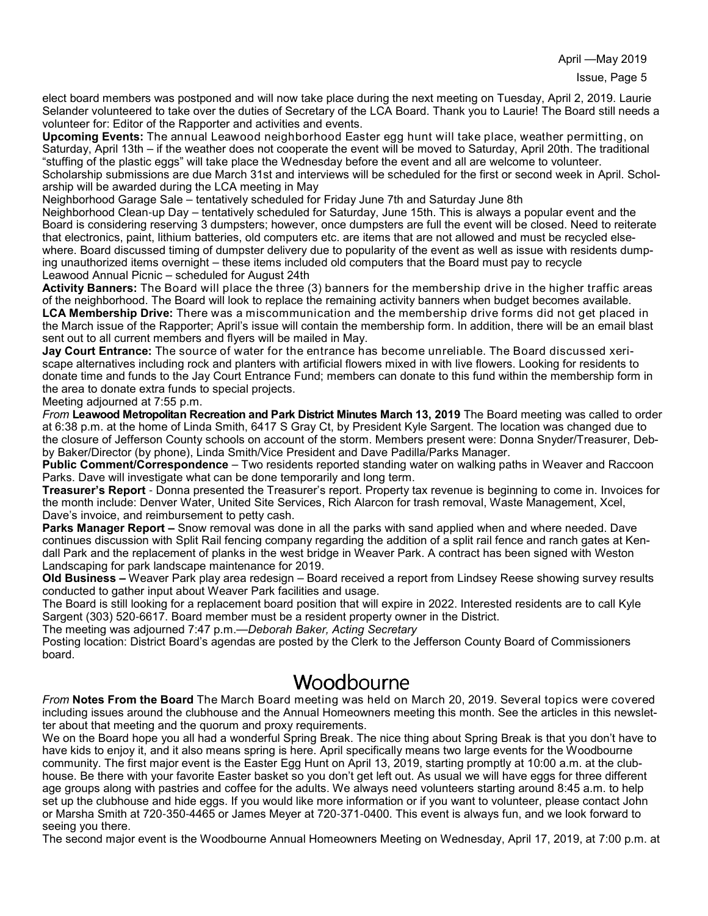elect board members was postponed and will now take place during the next meeting on Tuesday, April 2, 2019. Laurie Selander volunteered to take over the duties of Secretary of the LCA Board. Thank you to Laurie! The Board still needs a volunteer for: Editor of the Rapporter and activities and events.

**Upcoming Events:** The annual Leawood neighborhood Easter egg hunt will take place, weather permitting, on Saturday, April 13th – if the weather does not cooperate the event will be moved to Saturday, April 20th. The traditional "stuffing of the plastic eggs" will take place the Wednesday before the event and all are welcome to volunteer.

Scholarship submissions are due March 31st and interviews will be scheduled for the first or second week in April. Scholarship will be awarded during the LCA meeting in May

Neighborhood Garage Sale – tentatively scheduled for Friday June 7th and Saturday June 8th

Neighborhood Clean-up Day – tentatively scheduled for Saturday, June 15th. This is always a popular event and the Board is considering reserving 3 dumpsters; however, once dumpsters are full the event will be closed. Need to reiterate that electronics, paint, lithium batteries, old computers etc. are items that are not allowed and must be recycled elsewhere. Board discussed timing of dumpster delivery due to popularity of the event as well as issue with residents dumping unauthorized items overnight – these items included old computers that the Board must pay to recycle

Leawood Annual Picnic – scheduled for August 24th

**Activity Banners:** The Board will place the three (3) banners for the membership drive in the higher traffic areas of the neighborhood. The Board will look to replace the remaining activity banners when budget becomes available.

**LCA Membership Drive:** There was a miscommunication and the membership drive forms did not get placed in the March issue of the Rapporter; April's issue will contain the membership form. In addition, there will be an email blast sent out to all current members and flyers will be mailed in May.

**Jay Court Entrance:** The source of water for the entrance has become unreliable. The Board discussed xeriscape alternatives including rock and planters with artificial flowers mixed in with live flowers. Looking for residents to donate time and funds to the Jay Court Entrance Fund; members can donate to this fund within the membership form in the area to donate extra funds to special projects.

Meeting adjourned at 7:55 p.m.

*From* **Leawood Metropolitan Recreation and Park District Minutes March 13, 2019** The Board meeting was called to order at 6:38 p.m. at the home of Linda Smith, 6417 S Gray Ct, by President Kyle Sargent. The location was changed due to the closure of Jefferson County schools on account of the storm. Members present were: Donna Snyder/Treasurer, Debby Baker/Director (by phone), Linda Smith/Vice President and Dave Padilla/Parks Manager.

**Public Comment/Correspondence** – Two residents reported standing water on walking paths in Weaver and Raccoon Parks. Dave will investigate what can be done temporarily and long term.

**Treasurer's Report** - Donna presented the Treasurer's report. Property tax revenue is beginning to come in. Invoices for the month include: Denver Water, United Site Services, Rich Alarcon for trash removal, Waste Management, Xcel, Dave's invoice, and reimbursement to petty cash.

**Parks Manager Report –** Snow removal was done in all the parks with sand applied when and where needed. Dave continues discussion with Split Rail fencing company regarding the addition of a split rail fence and ranch gates at Kendall Park and the replacement of planks in the west bridge in Weaver Park. A contract has been signed with Weston Landscaping for park landscape maintenance for 2019.

**Old Business –** Weaver Park play area redesign – Board received a report from Lindsey Reese showing survey results conducted to gather input about Weaver Park facilities and usage.

The Board is still looking for a replacement board position that will expire in 2022. Interested residents are to call Kyle Sargent (303) 520-6617. Board member must be a resident property owner in the District.

The meeting was adjourned 7:47 p.m.—*Deborah Baker, Acting Secretary*

Posting location: District Board's agendas are posted by the Clerk to the Jefferson County Board of Commissioners board.

# Woodbourne

*From* **Notes From the Board** The March Board meeting was held on March 20, 2019. Several topics were covered including issues around the clubhouse and the Annual Homeowners meeting this month. See the articles in this newsletter about that meeting and the quorum and proxy requirements.

We on the Board hope you all had a wonderful Spring Break. The nice thing about Spring Break is that you don't have to have kids to enjoy it, and it also means spring is here. April specifically means two large events for the Woodbourne community. The first major event is the Easter Egg Hunt on April 13, 2019, starting promptly at 10:00 a.m. at the clubhouse. Be there with your favorite Easter basket so you don't get left out. As usual we will have eggs for three different age groups along with pastries and coffee for the adults. We always need volunteers starting around 8:45 a.m. to help set up the clubhouse and hide eggs. If you would like more information or if you want to volunteer, please contact John or Marsha Smith at 720-350-4465 or James Meyer at 720-371-0400. This event is always fun, and we look forward to seeing you there.

The second major event is the Woodbourne Annual Homeowners Meeting on Wednesday, April 17, 2019, at 7:00 p.m. at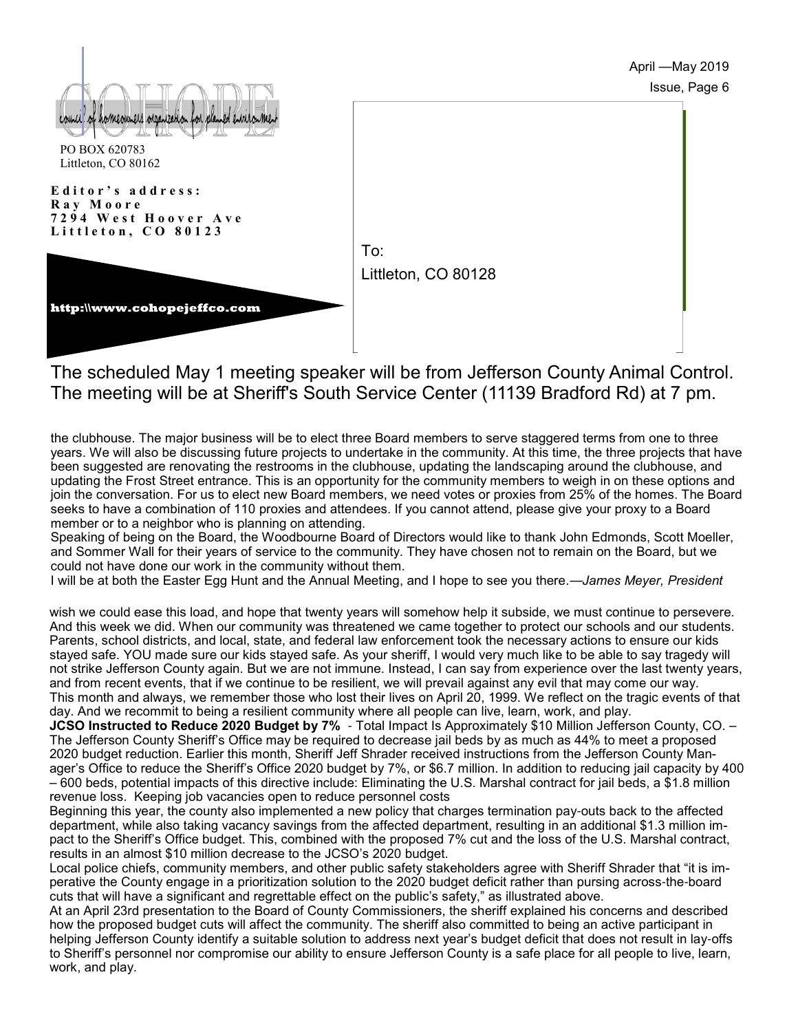COHOPE

council of homeowners organization for planned environment

PO BOX 620783
Littleton, CO 80162

**Editor's address:**
**Ray Moore**
**7294 West Hoover Ave**
**Littleton, CO 80123**

**http:\\www.cohopejeffco.com**

To:

Littleton, CO 80128

The scheduled May 1 meeting speaker will be from Jefferson County Animal Control. The meeting will be at Sheriff's South Service Center (11139 Bradford Rd) at 7 pm.

the clubhouse. The major business will be to elect three Board members to serve staggered terms from one to three years. We will also be discussing future projects to undertake in the community. At this time, the three projects that have been suggested are renovating the restrooms in the clubhouse, updating the landscaping around the clubhouse, and updating the Frost Street entrance. This is an opportunity for the community members to weigh in on these options and join the conversation. For us to elect new Board members, we need votes or proxies from 25% of the homes. The Board seeks to have a combination of 110 proxies and attendees. If you cannot attend, please give your proxy to a Board member or to a neighbor who is planning on attending.

Speaking of being on the Board, the Woodbourne Board of Directors would like to thank John Edmonds, Scott Moeller, and Sommer Wall for their years of service to the community. They have chosen not to remain on the Board, but we could not have done our work in the community without them.

I will be at both the Easter Egg Hunt and the Annual Meeting, and I hope to see you there.—*James Meyer, President*

wish we could ease this load, and hope that twenty years will somehow help it subside, we must continue to persevere. And this week we did. When our community was threatened we came together to protect our schools and our students. Parents, school districts, and local, state, and federal law enforcement took the necessary actions to ensure our kids stayed safe. YOU made sure our kids stayed safe. As your sheriff, I would very much like to be able to say tragedy will not strike Jefferson County again. But we are not immune. Instead, I can say from experience over the last twenty years, and from recent events, that if we continue to be resilient, we will prevail against any evil that may come our way.

This month and always, we remember those who lost their lives on April 20, 1999. We reflect on the tragic events of that day. And we recommit to being a resilient community where all people can live, learn, work, and play.

**JCSO Instructed to Reduce 2020 Budget by 7%** - Total Impact Is Approximately $10 Million Jefferson County, CO. – The Jefferson County Sheriff's Office may be required to decrease jail beds by as much as 44% to meet a proposed 2020 budget reduction. Earlier this month, Sheriff Jeff Shrader received instructions from the Jefferson County Manager's Office to reduce the Sheriff's Office 2020 budget by 7%, or $6.7 million. In addition to reducing jail capacity by 400 – 600 beds, potential impacts of this directive include: Eliminating the U.S. Marshal contract for jail beds, a $1.8 million revenue loss. Keeping job vacancies open to reduce personnel costs

Beginning this year, the county also implemented a new policy that charges termination pay-outs back to the affected department, while also taking vacancy savings from the affected department, resulting in an additional $1.3 million impact to the Sheriff's Office budget. This, combined with the proposed 7% cut and the loss of the U.S. Marshal contract, results in an almost $10 million decrease to the JCSO's 2020 budget.

Local police chiefs, community members, and other public safety stakeholders agree with Sheriff Shrader that "it is imperative the County engage in a prioritization solution to the 2020 budget deficit rather than pursing across-the-board cuts that will have a significant and regrettable effect on the public's safety," as illustrated above.

At an April 23rd presentation to the Board of County Commissioners, the sheriff explained his concerns and described how the proposed budget cuts will affect the community. The sheriff also committed to being an active participant in helping Jefferson County identify a suitable solution to address next year's budget deficit that does not result in lay-offs to Sheriff's personnel nor compromise our ability to ensure Jefferson County is a safe place for all people to live, learn, work, and play.